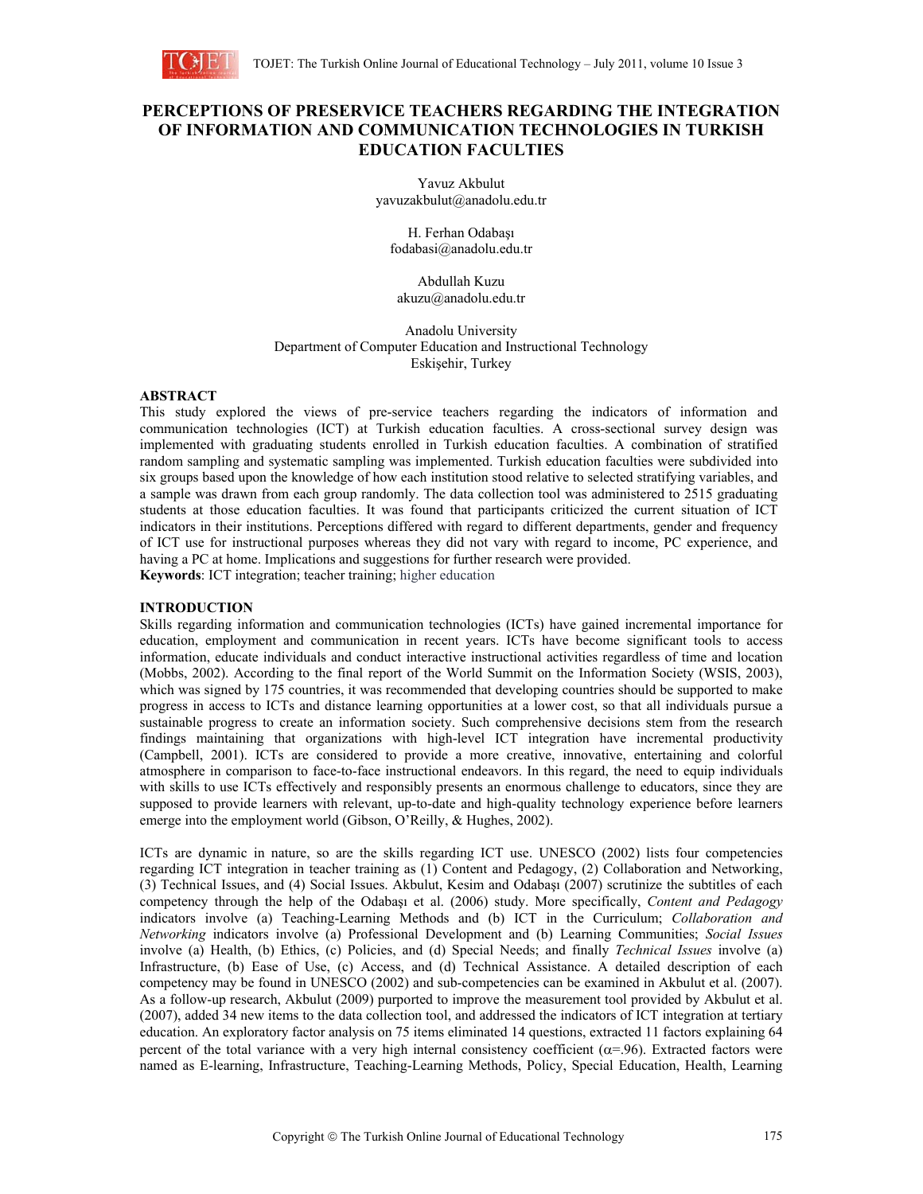# PERCEPTIONS OF PRESERVICE TEACHERS REGARDING THE INTEGRATION OF INFORMATION AND COMMUNICATION TECHNOLOGIES IN TURKISH EDUCATION FACULTIES

Yavuz Akbulut
yavuzakbulut@anadolu.edu.tr

H. Ferhan Odabaşı
fodabasi@anadolu.edu.tr

Abdullah Kuzu
akuzu@anadolu.edu.tr

Anadolu University
Department of Computer Education and Instructional Technology
Eskişehir, Turkey

## ABSTRACT

This study explored the views of pre-service teachers regarding the indicators of information and communication technologies (ICT) at Turkish education faculties. A cross-sectional survey design was implemented with graduating students enrolled in Turkish education faculties. A combination of stratified random sampling and systematic sampling was implemented. Turkish education faculties were subdivided into six groups based upon the knowledge of how each institution stood relative to selected stratifying variables, and a sample was drawn from each group randomly. The data collection tool was administered to 2515 graduating students at those education faculties. It was found that participants criticized the current situation of ICT indicators in their institutions. Perceptions differed with regard to different departments, gender and frequency of ICT use for instructional purposes whereas they did not vary with regard to income, PC experience, and having a PC at home. Implications and suggestions for further research were provided.

**Keywords**: ICT integration; teacher training; higher education

## INTRODUCTION

Skills regarding information and communication technologies (ICTs) have gained incremental importance for education, employment and communication in recent years. ICTs have become significant tools to access information, educate individuals and conduct interactive instructional activities regardless of time and location (Mobbs, 2002). According to the final report of the World Summit on the Information Society (WSIS, 2003), which was signed by 175 countries, it was recommended that developing countries should be supported to make progress in access to ICTs and distance learning opportunities at a lower cost, so that all individuals pursue a sustainable progress to create an information society. Such comprehensive decisions stem from the research findings maintaining that organizations with high-level ICT integration have incremental productivity (Campbell, 2001). ICTs are considered to provide a more creative, innovative, entertaining and colorful atmosphere in comparison to face-to-face instructional endeavors. In this regard, the need to equip individuals with skills to use ICTs effectively and responsibly presents an enormous challenge to educators, since they are supposed to provide learners with relevant, up-to-date and high-quality technology experience before learners emerge into the employment world (Gibson, O'Reilly, & Hughes, 2002).

ICTs are dynamic in nature, so are the skills regarding ICT use. UNESCO (2002) lists four competencies regarding ICT integration in teacher training as (1) Content and Pedagogy, (2) Collaboration and Networking, (3) Technical Issues, and (4) Social Issues. Akbulut, Kesim and Odabaşı (2007) scrutinize the subtitles of each competency through the help of the Odabaşı et al. (2006) study. More specifically, *Content and Pedagogy* indicators involve (a) Teaching-Learning Methods and (b) ICT in the Curriculum; *Collaboration and Networking* indicators involve (a) Professional Development and (b) Learning Communities; *Social Issues* involve (a) Health, (b) Ethics, (c) Policies, and (d) Special Needs; and finally *Technical Issues* involve (a) Infrastructure, (b) Ease of Use, (c) Access, and (d) Technical Assistance. A detailed description of each competency may be found in UNESCO (2002) and sub-competencies can be examined in Akbulut et al. (2007). As a follow-up research, Akbulut (2009) purported to improve the measurement tool provided by Akbulut et al. (2007), added 34 new items to the data collection tool, and addressed the indicators of ICT integration at tertiary education. An exploratory factor analysis on 75 items eliminated 14 questions, extracted 11 factors explaining 64 percent of the total variance with a very high internal consistency coefficient ($\alpha$=.96). Extracted factors were named as E-learning, Infrastructure, Teaching-Learning Methods, Policy, Special Education, Health, Learning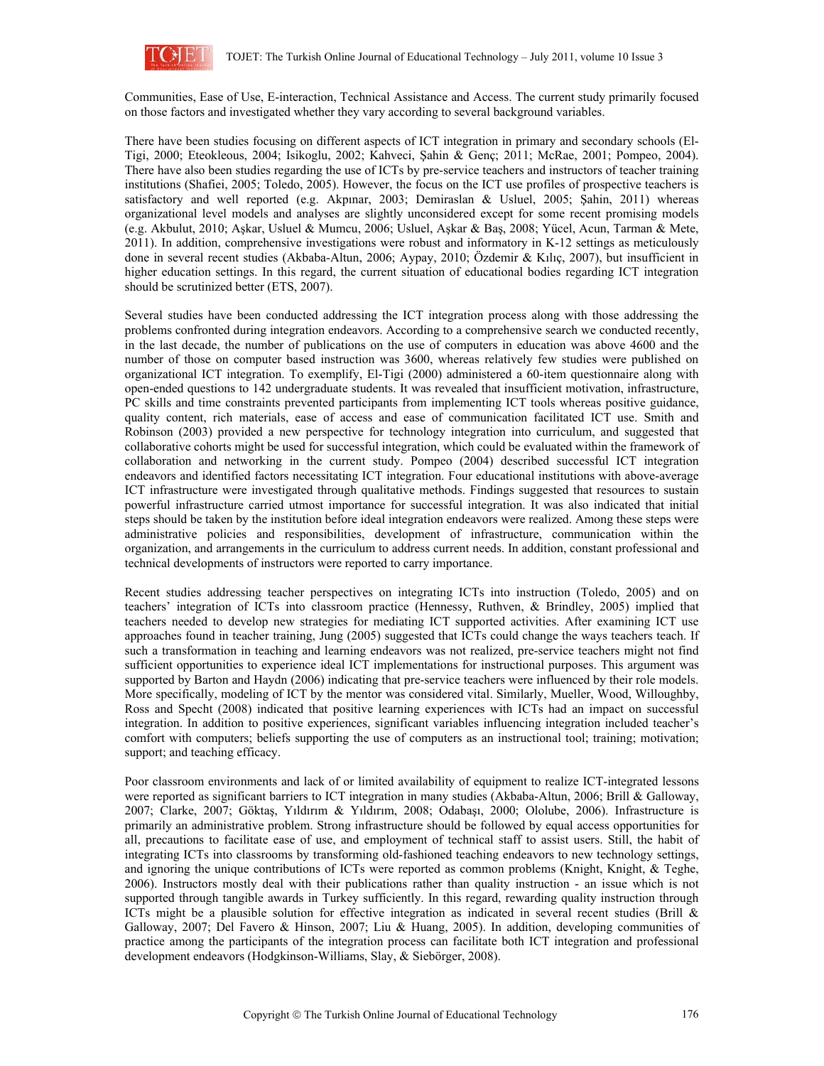Communities, Ease of Use, E-interaction, Technical Assistance and Access. The current study primarily focused on those factors and investigated whether they vary according to several background variables.

There have been studies focusing on different aspects of ICT integration in primary and secondary schools (El-Tigi, 2000; Eteokleous, 2004; Isikoglu, 2002; Kahveci, Şahin & Genç; 2011; McRae, 2001; Pompeo, 2004). There have also been studies regarding the use of ICTs by pre-service teachers and instructors of teacher training institutions (Shafiei, 2005; Toledo, 2005). However, the focus on the ICT use profiles of prospective teachers is satisfactory and well reported (e.g. Akpınar, 2003; Demiraslan & Usluel, 2005; Şahin, 2011) whereas organizational level models and analyses are slightly unconsidered except for some recent promising models (e.g. Akbulut, 2010; Aşkar, Usluel & Mumcu, 2006; Usluel, Aşkar & Baş, 2008; Yücel, Acun, Tarman & Mete, 2011). In addition, comprehensive investigations were robust and informatory in K-12 settings as meticulously done in several recent studies (Akbaba-Altun, 2006; Aypay, 2010; Özdemir & Kılıç, 2007), but insufficient in higher education settings. In this regard, the current situation of educational bodies regarding ICT integration should be scrutinized better (ETS, 2007).

Several studies have been conducted addressing the ICT integration process along with those addressing the problems confronted during integration endeavors. According to a comprehensive search we conducted recently, in the last decade, the number of publications on the use of computers in education was above 4600 and the number of those on computer based instruction was 3600, whereas relatively few studies were published on organizational ICT integration. To exemplify, El-Tigi (2000) administered a 60-item questionnaire along with open-ended questions to 142 undergraduate students. It was revealed that insufficient motivation, infrastructure, PC skills and time constraints prevented participants from implementing ICT tools whereas positive guidance, quality content, rich materials, ease of access and ease of communication facilitated ICT use. Smith and Robinson (2003) provided a new perspective for technology integration into curriculum, and suggested that collaborative cohorts might be used for successful integration, which could be evaluated within the framework of collaboration and networking in the current study. Pompeo (2004) described successful ICT integration endeavors and identified factors necessitating ICT integration. Four educational institutions with above-average ICT infrastructure were investigated through qualitative methods. Findings suggested that resources to sustain powerful infrastructure carried utmost importance for successful integration. It was also indicated that initial steps should be taken by the institution before ideal integration endeavors were realized. Among these steps were administrative policies and responsibilities, development of infrastructure, communication within the organization, and arrangements in the curriculum to address current needs. In addition, constant professional and technical developments of instructors were reported to carry importance.

Recent studies addressing teacher perspectives on integrating ICTs into instruction (Toledo, 2005) and on teachers' integration of ICTs into classroom practice (Hennessy, Ruthven, & Brindley, 2005) implied that teachers needed to develop new strategies for mediating ICT supported activities. After examining ICT use approaches found in teacher training, Jung (2005) suggested that ICTs could change the ways teachers teach. If such a transformation in teaching and learning endeavors was not realized, pre-service teachers might not find sufficient opportunities to experience ideal ICT implementations for instructional purposes. This argument was supported by Barton and Haydn (2006) indicating that pre-service teachers were influenced by their role models. More specifically, modeling of ICT by the mentor was considered vital. Similarly, Mueller, Wood, Willoughby, Ross and Specht (2008) indicated that positive learning experiences with ICTs had an impact on successful integration. In addition to positive experiences, significant variables influencing integration included teacher's comfort with computers; beliefs supporting the use of computers as an instructional tool; training; motivation; support; and teaching efficacy.

Poor classroom environments and lack of or limited availability of equipment to realize ICT-integrated lessons were reported as significant barriers to ICT integration in many studies (Akbaba-Altun, 2006; Brill & Galloway, 2007; Clarke, 2007; Göktaş, Yıldırım & Yıldırım, 2008; Odabaşı, 2000; Ololube, 2006). Infrastructure is primarily an administrative problem. Strong infrastructure should be followed by equal access opportunities for all, precautions to facilitate ease of use, and employment of technical staff to assist users. Still, the habit of integrating ICTs into classrooms by transforming old-fashioned teaching endeavors to new technology settings, and ignoring the unique contributions of ICTs were reported as common problems (Knight, Knight, & Teghe, 2006). Instructors mostly deal with their publications rather than quality instruction - an issue which is not supported through tangible awards in Turkey sufficiently. In this regard, rewarding quality instruction through ICTs might be a plausible solution for effective integration as indicated in several recent studies (Brill & Galloway, 2007; Del Favero & Hinson, 2007; Liu & Huang, 2005). In addition, developing communities of practice among the participants of the integration process can facilitate both ICT integration and professional development endeavors (Hodgkinson-Williams, Slay, & Siebörger, 2008).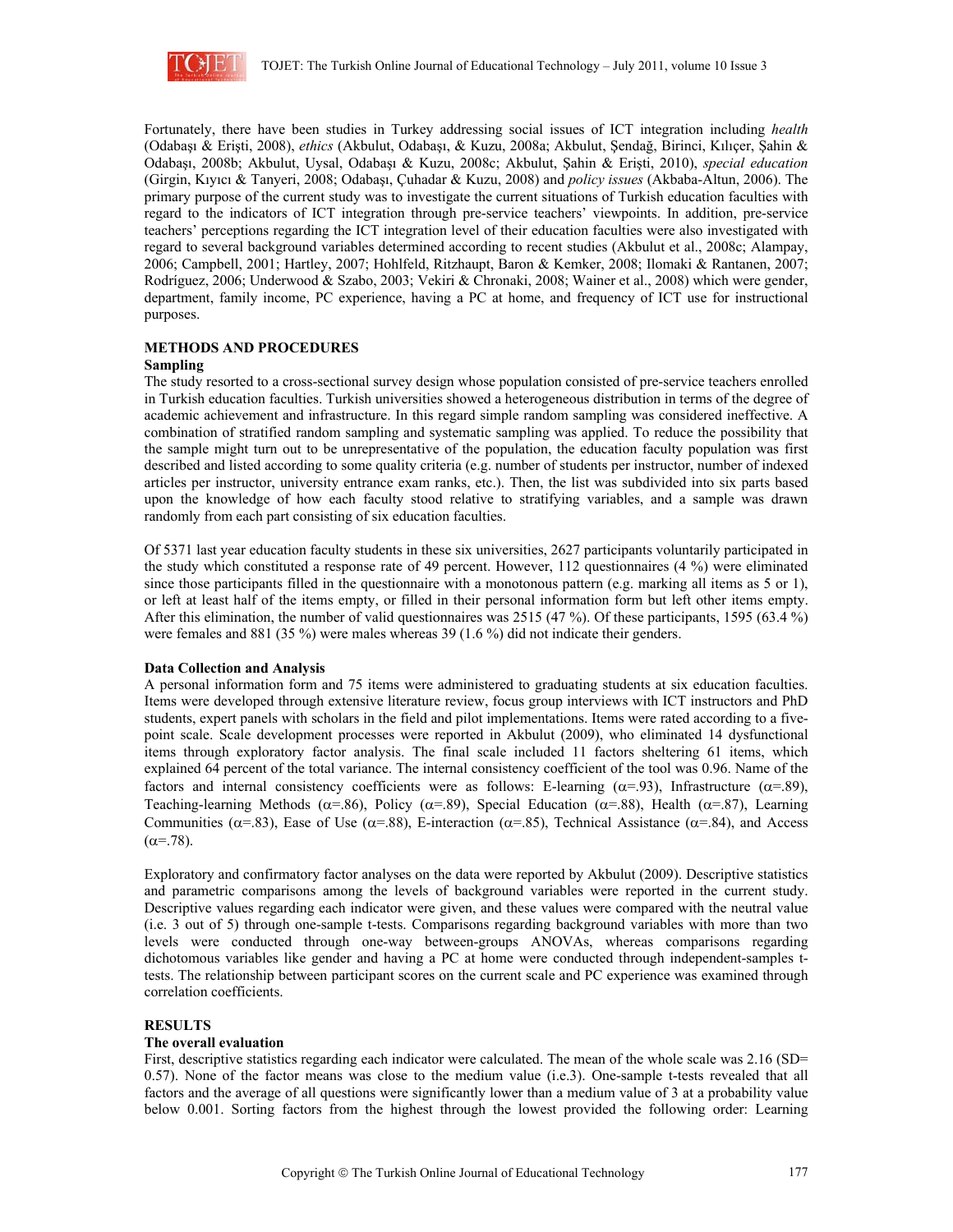Fortunately, there have been studies in Turkey addressing social issues of ICT integration including *health* (Odabaşı & Erişti, 2008), *ethics* (Akbulut, Odabaşı, & Kuzu, 2008a; Akbulut, Şendağ, Birinci, Kılıçer, Şahin & Odabaşı, 2008b; Akbulut, Uysal, Odabaşı & Kuzu, 2008c; Akbulut, Şahin & Erişti, 2010), *special education* (Girgin, Kıyıcı & Tanyeri, 2008; Odabaşı, Çuhadar & Kuzu, 2008) and *policy issues* (Akbaba-Altun, 2006). The primary purpose of the current study was to investigate the current situations of Turkish education faculties with regard to the indicators of ICT integration through pre-service teachers' viewpoints. In addition, pre-service teachers' perceptions regarding the ICT integration level of their education faculties were also investigated with regard to several background variables determined according to recent studies (Akbulut et al., 2008c; Alampay, 2006; Campbell, 2001; Hartley, 2007; Hohlfeld, Ritzhaupt, Baron & Kemker, 2008; Ilomaki & Rantanen, 2007; Rodríguez, 2006; Underwood & Szabo, 2003; Vekiri & Chronaki, 2008; Wainer et al., 2008) which were gender, department, family income, PC experience, having a PC at home, and frequency of ICT use for instructional purposes.

## METHODS AND PROCEDURES

### Sampling

The study resorted to a cross-sectional survey design whose population consisted of pre-service teachers enrolled in Turkish education faculties. Turkish universities showed a heterogeneous distribution in terms of the degree of academic achievement and infrastructure. In this regard simple random sampling was considered ineffective. A combination of stratified random sampling and systematic sampling was applied. To reduce the possibility that the sample might turn out to be unrepresentative of the population, the education faculty population was first described and listed according to some quality criteria (e.g. number of students per instructor, number of indexed articles per instructor, university entrance exam ranks, etc.). Then, the list was subdivided into six parts based upon the knowledge of how each faculty stood relative to stratifying variables, and a sample was drawn randomly from each part consisting of six education faculties.

Of 5371 last year education faculty students in these six universities, 2627 participants voluntarily participated in the study which constituted a response rate of 49 percent. However, 112 questionnaires (4 %) were eliminated since those participants filled in the questionnaire with a monotonous pattern (e.g. marking all items as 5 or 1), or left at least half of the items empty, or filled in their personal information form but left other items empty. After this elimination, the number of valid questionnaires was 2515 (47 %). Of these participants, 1595 (63.4 %) were females and 881 (35 %) were males whereas 39 (1.6 %) did not indicate their genders.

### Data Collection and Analysis

A personal information form and 75 items were administered to graduating students at six education faculties. Items were developed through extensive literature review, focus group interviews with ICT instructors and PhD students, expert panels with scholars in the field and pilot implementations. Items were rated according to a five-point scale. Scale development processes were reported in Akbulut (2009), who eliminated 14 dysfunctional items through exploratory factor analysis. The final scale included 11 factors sheltering 61 items, which explained 64 percent of the total variance. The internal consistency coefficient of the tool was 0.96. Name of the factors and internal consistency coefficients were as follows: E-learning ($\alpha$=.93), Infrastructure ($\alpha$=.89), Teaching-learning Methods ($\alpha$=.86), Policy ($\alpha$=.89), Special Education ($\alpha$=.88), Health ($\alpha$=.87), Learning Communities ($\alpha$=.83), Ease of Use ($\alpha$=.88), E-interaction ($\alpha$=.85), Technical Assistance ($\alpha$=.84), and Access ($\alpha$=.78).

Exploratory and confirmatory factor analyses on the data were reported by Akbulut (2009). Descriptive statistics and parametric comparisons among the levels of background variables were reported in the current study. Descriptive values regarding each indicator were given, and these values were compared with the neutral value (i.e. 3 out of 5) through one-sample t-tests. Comparisons regarding background variables with more than two levels were conducted through one-way between-groups ANOVAs, whereas comparisons regarding dichotomous variables like gender and having a PC at home were conducted through independent-samples t-tests. The relationship between participant scores on the current scale and PC experience was examined through correlation coefficients.

## RESULTS

### The overall evaluation

First, descriptive statistics regarding each indicator were calculated. The mean of the whole scale was 2.16 (SD= 0.57). None of the factor means was close to the medium value (i.e.3). One-sample t-tests revealed that all factors and the average of all questions were significantly lower than a medium value of 3 at a probability value below 0.001. Sorting factors from the highest through the lowest provided the following order: Learning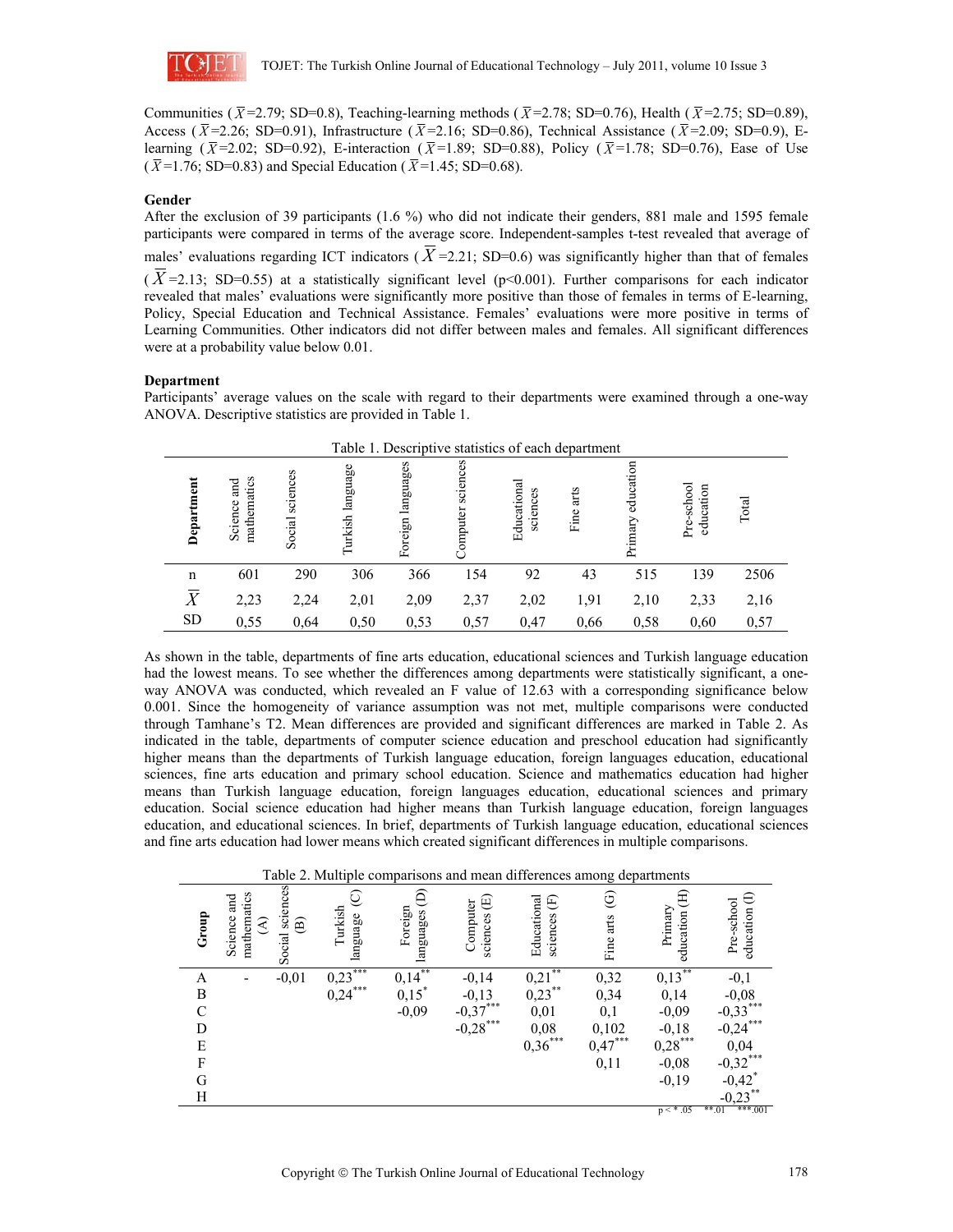Communities ($\bar{X}$=2.79; SD=0.8), Teaching-learning methods ($\bar{X}$=2.78; SD=0.76), Health ($\bar{X}$=2.75; SD=0.89), Access ($\bar{X}$=2.26; SD=0.91), Infrastructure ($\bar{X}$=2.16; SD=0.86), Technical Assistance ($\bar{X}$=2.09; SD=0.9), E-learning ($\bar{X}$=2.02; SD=0.92), E-interaction ($\bar{X}$=1.89; SD=0.88), Policy ($\bar{X}$=1.78; SD=0.76), Ease of Use ($\bar{X}$=1.76; SD=0.83) and Special Education ($\bar{X}$=1.45; SD=0.68).

**Gender**

After the exclusion of 39 participants (1.6 %) who did not indicate their genders, 881 male and 1595 female participants were compared in terms of the average score. Independent-samples t-test revealed that average of males' evaluations regarding ICT indicators ($\bar{X}$=2.21; SD=0.6) was significantly higher than that of females ($\bar{X}$=2.13; SD=0.55) at a statistically significant level ($p<0.001$). Further comparisons for each indicator revealed that males' evaluations were significantly more positive than those of females in terms of E-learning, Policy, Special Education and Technical Assistance. Females' evaluations were more positive in terms of Learning Communities. Other indicators did not differ between males and females. All significant differences were at a probability value below 0.01.

**Department**

Participants' average values on the scale with regard to their departments were examined through a one-way ANOVA. Descriptive statistics are provided in Table 1.

Table 1. Descriptive statistics of each department

| Department | Science and mathematics | Social sciences | Turkish language | Foreign languages | Computer sciences | Educational sciences | Fine arts | Primary education | Pre-school education | Total |
|---|---|---|---|---|---|---|---|---|---|---|
| n | 601 | 290 | 306 | 366 | 154 | 92 | 43 | 515 | 139 | 2506 |
| $\bar{X}$ | 2,23 | 2,24 | 2,01 | 2,09 | 2,37 | 2,02 | 1,91 | 2,10 | 2,33 | 2,16 |
| SD | 0,55 | 0,64 | 0,50 | 0,53 | 0,57 | 0,47 | 0,66 | 0,58 | 0,60 | 0,57 |

As shown in the table, departments of fine arts education, educational sciences and Turkish language education had the lowest means. To see whether the differences among departments were statistically significant, a one-way ANOVA was conducted, which revealed an F value of 12.63 with a corresponding significance below 0.001. Since the homogeneity of variance assumption was not met, multiple comparisons were conducted through Tamhane's T2. Mean differences are provided and significant differences are marked in Table 2. As indicated in the table, departments of computer science education and preschool education had significantly higher means than the departments of Turkish language education, foreign languages education, educational sciences, fine arts education and primary school education. Science and mathematics education had higher means than Turkish language education, foreign languages education, educational sciences and primary education. Social science education had higher means than Turkish language education, foreign languages education, and educational sciences. In brief, departments of Turkish language education, educational sciences and fine arts education had lower means which created significant differences in multiple comparisons.

Table 2. Multiple comparisons and mean differences among departments

| Group | Science and mathematics (A) | Social sciences (B) | Turkish language (C) | Foreign languages (D) | Computer sciences (E) | Educational sciences (F) | Fine arts (G) | Primary education (H) | Pre-school education (I) |
|---|---|---|---|---|---|---|---|---|---|
| A | - | -0,01 | 0,23*** | 0,14** | -0,14 | 0,21** | 0,32 | 0,13** | -0,1 |
| B | | | 0,24*** | 0,15* | -0,13 | 0,23** | 0,34 | 0,14 | -0,08 |
| C | | | | -0,09 | -0,37*** | 0,01 | 0,1 | -0,09 | -0,33*** |
| D | | | | | -0,28*** | 0,08 | 0,102 | -0,18 | -0,24*** |
| E | | | | | | 0,36*** | 0,47*** | 0,28*** | 0,04 |
| F | | | | | | | 0,11 | -0,08 | -0,32*** |
| G | | | | | | | | -0,19 | -0,42* |
| H | | | | | | | | | -0,23** |

p < * .05 \*\*.01 \*\*\*.001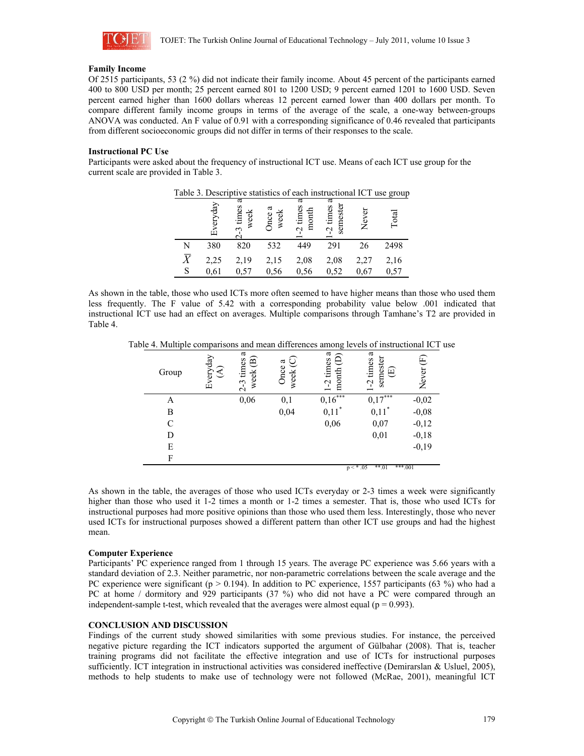**Family Income**

Of 2515 participants, 53 (2 %) did not indicate their family income. About 45 percent of the participants earned 400 to 800 USD per month; 25 percent earned 801 to 1200 USD; 9 percent earned 1201 to 1600 USD. Seven percent earned higher than 1600 dollars whereas 12 percent earned lower than 400 dollars per month. To compare different family income groups in terms of the average of the scale, a one-way between-groups ANOVA was conducted. An F value of 0.91 with a corresponding significance of 0.46 revealed that participants from different socioeconomic groups did not differ in terms of their responses to the scale.

**Instructional PC Use**

Participants were asked about the frequency of instructional ICT use. Means of each ICT use group for the current scale are provided in Table 3.

Table 3. Descriptive statistics of each instructional ICT use group

| | Everyday | 2-3 times a week | Once a week | 1-2 times a month | 1-2 times a semester | Never | Total |
|---|---|---|---|---|---|---|---|
| N | 380 | 820 | 532 | 449 | 291 | 26 | 2498 |
| $\overline{X}$ | 2,25 | 2,19 | 2,15 | 2,08 | 2,08 | 2,27 | 2,16 |
| S | 0,61 | 0,57 | 0,56 | 0,56 | 0,52 | 0,67 | 0,57 |

As shown in the table, those who used ICTs more often seemed to have higher means than those who used them less frequently. The F value of 5.42 with a corresponding probability value below .001 indicated that instructional ICT use had an effect on averages. Multiple comparisons through Tamhane's T2 are provided in Table 4.

Table 4. Multiple comparisons and mean differences among levels of instructional ICT use

| Group | Everyday (A) | 2-3 times a week (B) | Once a week (C) | 1-2 times a month (D) | 1-2 times a semester (E) | Never (F) |
|---|---|---|---|---|---|---|
| A | | 0,06 | 0,1 | 0,16*** | 0,17*** | -0,02 |
| B | | | 0,04 | 0,11* | 0,11* | -0,08 |
| C | | | | 0,06 | 0,07 | -0,12 |
| D | | | | | 0,01 | -0,18 |
| E | | | | | | -0,19 |
| F | | | | | | |

p < * .05 ** .01 *** .001

As shown in the table, the averages of those who used ICTs everyday or 2-3 times a week were significantly higher than those who used it 1-2 times a month or 1-2 times a semester. That is, those who used ICTs for instructional purposes had more positive opinions than those who used them less. Interestingly, those who never used ICTs for instructional purposes showed a different pattern than other ICT use groups and had the highest mean.

**Computer Experience**

Participants' PC experience ranged from 1 through 15 years. The average PC experience was 5.66 years with a standard deviation of 2.3. Neither parametric, nor non-parametric correlations between the scale average and the PC experience were significant ($p > 0.194$). In addition to PC experience, 1557 participants (63 %) who had a PC at home / dormitory and 929 participants (37 %) who did not have a PC were compared through an independent-sample t-test, which revealed that the averages were almost equal ($p = 0.993$).

## CONCLUSION AND DISCUSSION

Findings of the current study showed similarities with some previous studies. For instance, the perceived negative picture regarding the ICT indicators supported the argument of Gülbahar (2008). That is, teacher training programs did not facilitate the effective integration and use of ICTs for instructional purposes sufficiently. ICT integration in instructional activities was considered ineffective (Demirarslan & Usluel, 2005), methods to help students to make use of technology were not followed (McRae, 2001), meaningful ICT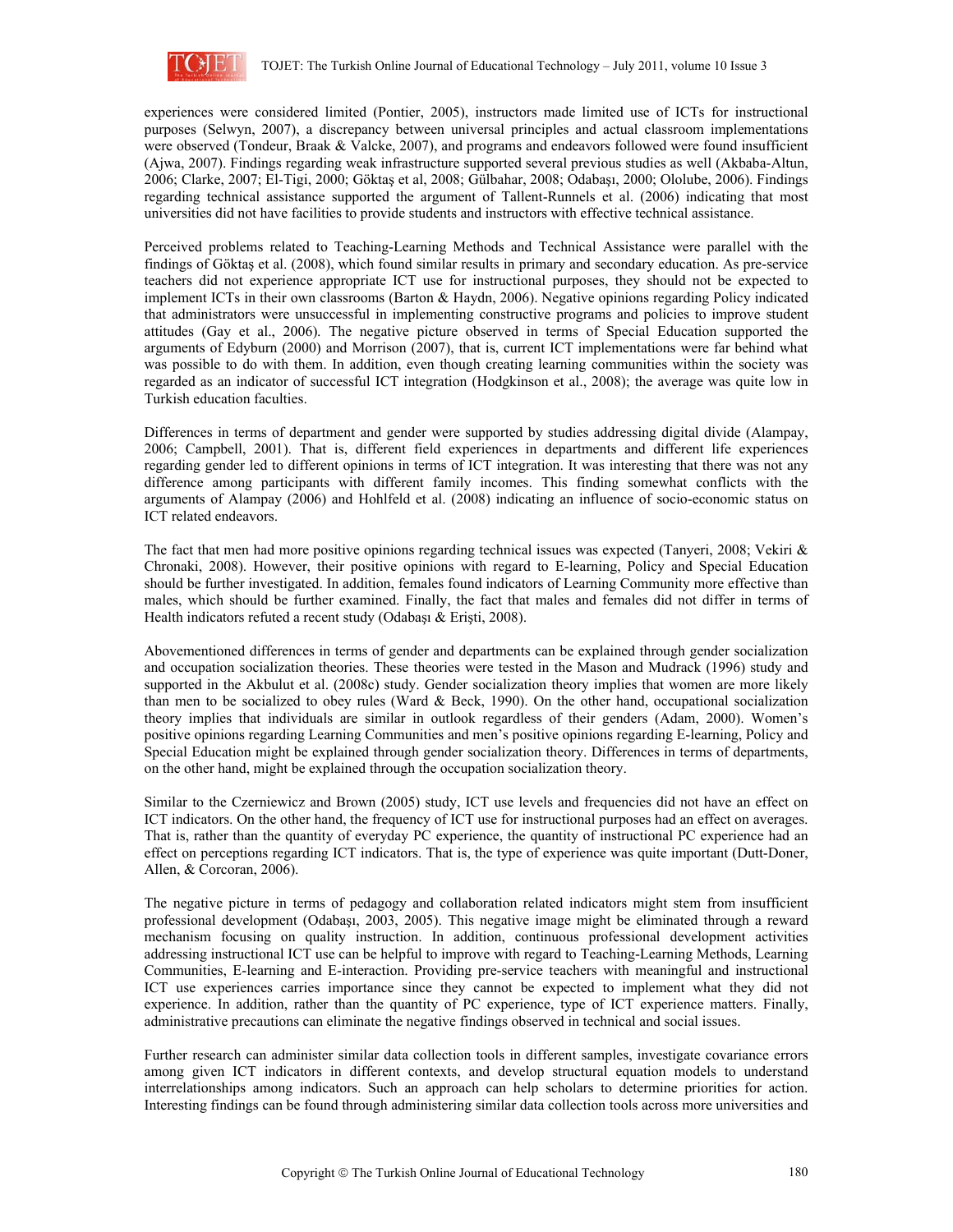experiences were considered limited (Pontier, 2005), instructors made limited use of ICTs for instructional purposes (Selwyn, 2007), a discrepancy between universal principles and actual classroom implementations were observed (Tondeur, Braak & Valcke, 2007), and programs and endeavors followed were found insufficient (Ajwa, 2007). Findings regarding weak infrastructure supported several previous studies as well (Akbaba-Altun, 2006; Clarke, 2007; El-Tigi, 2000; Göktaş et al, 2008; Gülbahar, 2008; Odabaşı, 2000; Ololube, 2006). Findings regarding technical assistance supported the argument of Tallent-Runnels et al. (2006) indicating that most universities did not have facilities to provide students and instructors with effective technical assistance.

Perceived problems related to Teaching-Learning Methods and Technical Assistance were parallel with the findings of Göktaş et al. (2008), which found similar results in primary and secondary education. As pre-service teachers did not experience appropriate ICT use for instructional purposes, they should not be expected to implement ICTs in their own classrooms (Barton & Haydn, 2006). Negative opinions regarding Policy indicated that administrators were unsuccessful in implementing constructive programs and policies to improve student attitudes (Gay et al., 2006). The negative picture observed in terms of Special Education supported the arguments of Edyburn (2000) and Morrison (2007), that is, current ICT implementations were far behind what was possible to do with them. In addition, even though creating learning communities within the society was regarded as an indicator of successful ICT integration (Hodgkinson et al., 2008); the average was quite low in Turkish education faculties.

Differences in terms of department and gender were supported by studies addressing digital divide (Alampay, 2006; Campbell, 2001). That is, different field experiences in departments and different life experiences regarding gender led to different opinions in terms of ICT integration. It was interesting that there was not any difference among participants with different family incomes. This finding somewhat conflicts with the arguments of Alampay (2006) and Hohlfeld et al. (2008) indicating an influence of socio-economic status on ICT related endeavors.

The fact that men had more positive opinions regarding technical issues was expected (Tanyeri, 2008; Vekiri & Chronaki, 2008). However, their positive opinions with regard to E-learning, Policy and Special Education should be further investigated. In addition, females found indicators of Learning Community more effective than males, which should be further examined. Finally, the fact that males and females did not differ in terms of Health indicators refuted a recent study (Odabaşı & Erişti, 2008).

Abovementioned differences in terms of gender and departments can be explained through gender socialization and occupation socialization theories. These theories were tested in the Mason and Mudrack (1996) study and supported in the Akbulut et al. (2008c) study. Gender socialization theory implies that women are more likely than men to be socialized to obey rules (Ward & Beck, 1990). On the other hand, occupational socialization theory implies that individuals are similar in outlook regardless of their genders (Adam, 2000). Women's positive opinions regarding Learning Communities and men's positive opinions regarding E-learning, Policy and Special Education might be explained through gender socialization theory. Differences in terms of departments, on the other hand, might be explained through the occupation socialization theory.

Similar to the Czerniewicz and Brown (2005) study, ICT use levels and frequencies did not have an effect on ICT indicators. On the other hand, the frequency of ICT use for instructional purposes had an effect on averages. That is, rather than the quantity of everyday PC experience, the quantity of instructional PC experience had an effect on perceptions regarding ICT indicators. That is, the type of experience was quite important (Dutt-Doner, Allen, & Corcoran, 2006).

The negative picture in terms of pedagogy and collaboration related indicators might stem from insufficient professional development (Odabaşı, 2003, 2005). This negative image might be eliminated through a reward mechanism focusing on quality instruction. In addition, continuous professional development activities addressing instructional ICT use can be helpful to improve with regard to Teaching-Learning Methods, Learning Communities, E-learning and E-interaction. Providing pre-service teachers with meaningful and instructional ICT use experiences carries importance since they cannot be expected to implement what they did not experience. In addition, rather than the quantity of PC experience, type of ICT experience matters. Finally, administrative precautions can eliminate the negative findings observed in technical and social issues.

Further research can administer similar data collection tools in different samples, investigate covariance errors among given ICT indicators in different contexts, and develop structural equation models to understand interrelationships among indicators. Such an approach can help scholars to determine priorities for action. Interesting findings can be found through administering similar data collection tools across more universities and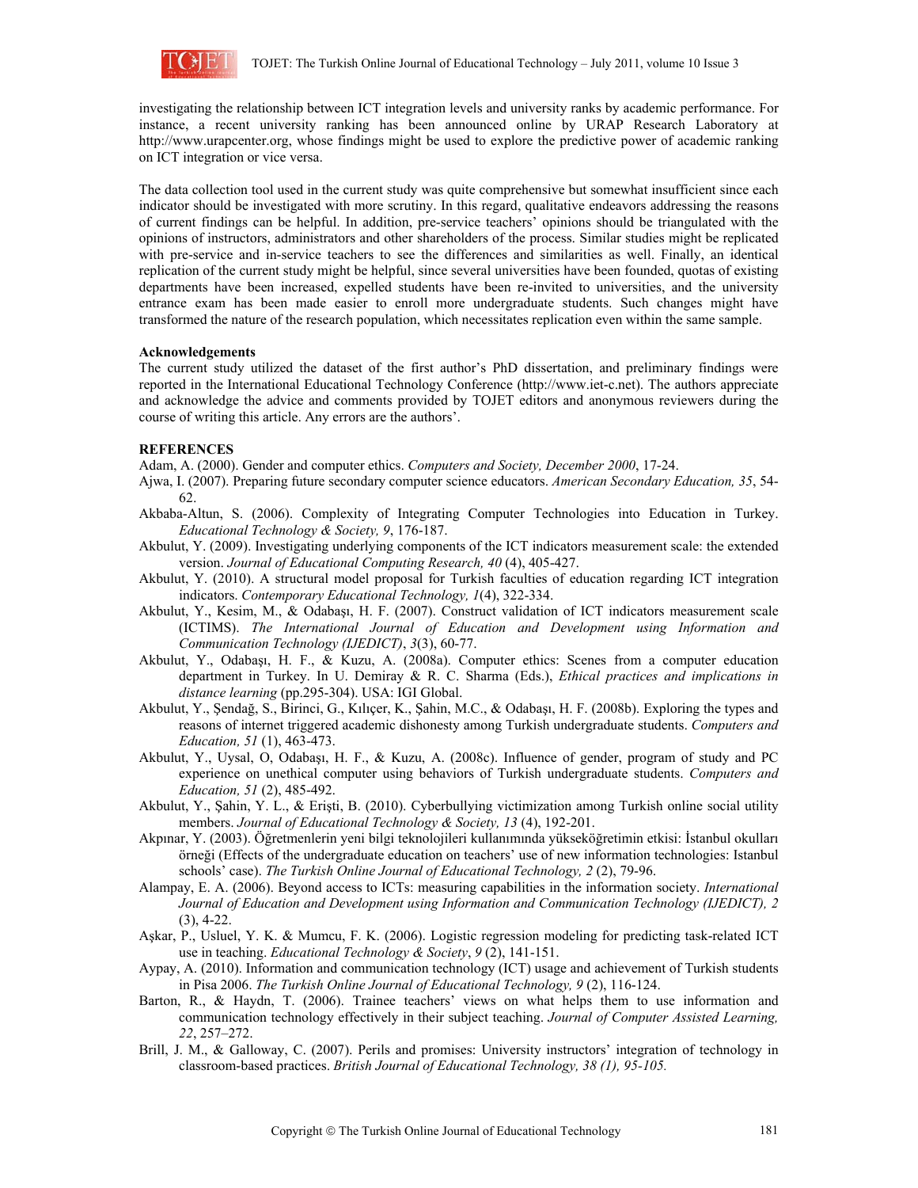investigating the relationship between ICT integration levels and university ranks by academic performance. For instance, a recent university ranking has been announced online by URAP Research Laboratory at http://www.urapcenter.org, whose findings might be used to explore the predictive power of academic ranking on ICT integration or vice versa.

The data collection tool used in the current study was quite comprehensive but somewhat insufficient since each indicator should be investigated with more scrutiny. In this regard, qualitative endeavors addressing the reasons of current findings can be helpful. In addition, pre-service teachers' opinions should be triangulated with the opinions of instructors, administrators and other shareholders of the process. Similar studies might be replicated with pre-service and in-service teachers to see the differences and similarities as well. Finally, an identical replication of the current study might be helpful, since several universities have been founded, quotas of existing departments have been increased, expelled students have been re-invited to universities, and the university entrance exam has been made easier to enroll more undergraduate students. Such changes might have transformed the nature of the research population, which necessitates replication even within the same sample.

**Acknowledgements**

The current study utilized the dataset of the first author's PhD dissertation, and preliminary findings were reported in the International Educational Technology Conference (http://www.iet-c.net). The authors appreciate and acknowledge the advice and comments provided by TOJET editors and anonymous reviewers during the course of writing this article. Any errors are the authors'.

**REFERENCES**

Adam, A. (2000). Gender and computer ethics. *Computers and Society, December 2000*, 17-24.

Ajwa, I. (2007). Preparing future secondary computer science educators. *American Secondary Education, 35*, 54-62.

Akbaba-Altun, S. (2006). Complexity of Integrating Computer Technologies into Education in Turkey. *Educational Technology & Society, 9*, 176-187.

Akbulut, Y. (2009). Investigating underlying components of the ICT indicators measurement scale: the extended version. *Journal of Educational Computing Research, 40* (4), 405-427.

Akbulut, Y. (2010). A structural model proposal for Turkish faculties of education regarding ICT integration indicators. *Contemporary Educational Technology, 1*(4), 322-334.

Akbulut, Y., Kesim, M., & Odabaşı, H. F. (2007). Construct validation of ICT indicators measurement scale (ICTIMS). *The International Journal of Education and Development using Information and Communication Technology (IJEDICT)*, *3*(3), 60-77.

Akbulut, Y., Odabaşı, H. F., & Kuzu, A. (2008a). Computer ethics: Scenes from a computer education department in Turkey. In U. Demiray & R. C. Sharma (Eds.), *Ethical practices and implications in distance learning* (pp.295-304). USA: IGI Global.

Akbulut, Y., Şendağ, S., Birinci, G., Kılıçer, K., Şahin, M.C., & Odabaşı, H. F. (2008b). Exploring the types and reasons of internet triggered academic dishonesty among Turkish undergraduate students. *Computers and Education, 51* (1), 463-473.

Akbulut, Y., Uysal, O, Odabaşı, H. F., & Kuzu, A. (2008c). Influence of gender, program of study and PC experience on unethical computer using behaviors of Turkish undergraduate students. *Computers and Education, 51* (2), 485-492.

Akbulut, Y., Şahin, Y. L., & Erişti, B. (2010). Cyberbullying victimization among Turkish online social utility members. *Journal of Educational Technology & Society, 13* (4), 192-201.

Akpınar, Y. (2003). Öğretmenlerin yeni bilgi teknolojileri kullanımında yükseköğretimin etkisi: İstanbul okulları örneği (Effects of the undergraduate education on teachers' use of new information technologies: Istanbul schools' case). *The Turkish Online Journal of Educational Technology, 2* (2), 79-96.

Alampay, E. A. (2006). Beyond access to ICTs: measuring capabilities in the information society. *International Journal of Education and Development using Information and Communication Technology (IJEDICT), 2* (3), 4-22.

Aşkar, P., Usluel, Y. K. & Mumcu, F. K. (2006). Logistic regression modeling for predicting task-related ICT use in teaching. *Educational Technology & Society*, *9* (2), 141-151.

Aypay, A. (2010). Information and communication technology (ICT) usage and achievement of Turkish students in Pisa 2006. *The Turkish Online Journal of Educational Technology, 9* (2), 116-124.

Barton, R., & Haydn, T. (2006). Trainee teachers' views on what helps them to use information and communication technology effectively in their subject teaching. *Journal of Computer Assisted Learning, 22*, 257–272.

Brill, J. M., & Galloway, C. (2007). Perils and promises: University instructors' integration of technology in classroom-based practices. *British Journal of Educational Technology, 38 (1), 95-105.*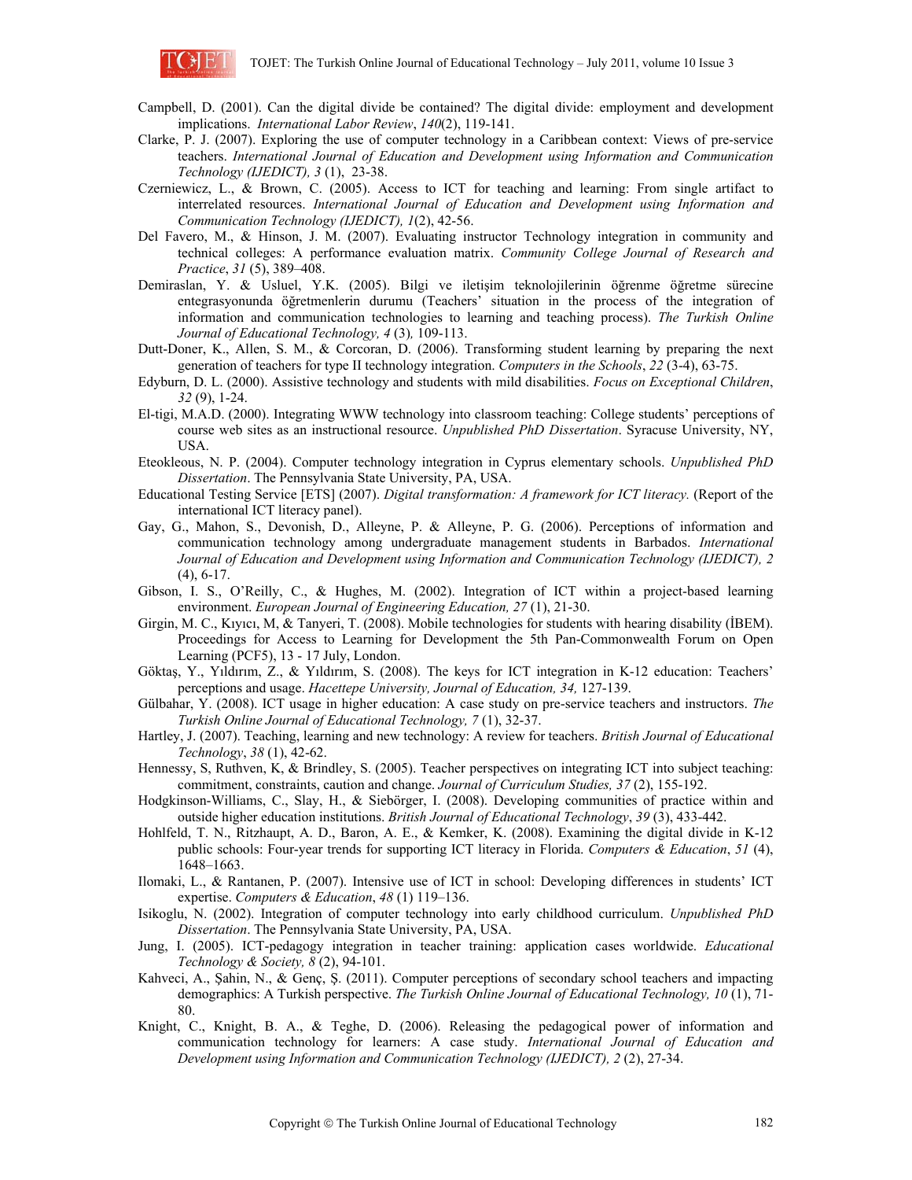Campbell, D. (2001). Can the digital divide be contained? The digital divide: employment and development implications. *International Labor Review*, *140*(2), 119-141.

Clarke, P. J. (2007). Exploring the use of computer technology in a Caribbean context: Views of pre-service teachers. *International Journal of Education and Development using Information and Communication Technology (IJEDICT), 3* (1), 23-38.

Czerniewicz, L., & Brown, C. (2005). Access to ICT for teaching and learning: From single artifact to interrelated resources. *International Journal of Education and Development using Information and Communication Technology (IJEDICT), 1*(2), 42-56.

Del Favero, M., & Hinson, J. M. (2007). Evaluating instructor Technology integration in community and technical colleges: A performance evaluation matrix. *Community College Journal of Research and Practice*, *31* (5), 389–408.

Demiraslan, Y. & Usluel, Y.K. (2005). Bilgi ve iletişim teknolojilerinin öğrenme öğretme sürecine entegrasyonunda öğretmenlerin durumu (Teachers' situation in the process of the integration of information and communication technologies to learning and teaching process). *The Turkish Online Journal of Educational Technology, 4* (3)*,* 109-113.

Dutt-Doner, K., Allen, S. M., & Corcoran, D. (2006). Transforming student learning by preparing the next generation of teachers for type II technology integration. *Computers in the Schools*, *22* (3-4), 63-75.

Edyburn, D. L. (2000). Assistive technology and students with mild disabilities. *Focus on Exceptional Children*, *32* (9), 1-24.

El-tigi, M.A.D. (2000). Integrating WWW technology into classroom teaching: College students' perceptions of course web sites as an instructional resource. *Unpublished PhD Dissertation*. Syracuse University, NY, USA.

Eteokleous, N. P. (2004). Computer technology integration in Cyprus elementary schools. *Unpublished PhD Dissertation*. The Pennsylvania State University, PA, USA.

Educational Testing Service [ETS] (2007). *Digital transformation: A framework for ICT literacy.* (Report of the international ICT literacy panel).

Gay, G., Mahon, S., Devonish, D., Alleyne, P. & Alleyne, P. G. (2006). Perceptions of information and communication technology among undergraduate management students in Barbados. *International Journal of Education and Development using Information and Communication Technology (IJEDICT), 2* (4), 6-17.

Gibson, I. S., O'Reilly, C., & Hughes, M. (2002). Integration of ICT within a project-based learning environment. *European Journal of Engineering Education, 27* (1), 21-30.

Girgin, M. C., Kıyıcı, M, & Tanyeri, T. (2008). Mobile technologies for students with hearing disability (İBEM). Proceedings for Access to Learning for Development the 5th Pan-Commonwealth Forum on Open Learning (PCF5), 13 - 17 July, London.

Göktaş, Y., Yıldırım, Z., & Yıldırım, S. (2008). The keys for ICT integration in K-12 education: Teachers' perceptions and usage. *Hacettepe University, Journal of Education, 34,* 127-139.

Gülbahar, Y. (2008). ICT usage in higher education: A case study on pre-service teachers and instructors. *The Turkish Online Journal of Educational Technology, 7* (1), 32-37.

Hartley, J. (2007). Teaching, learning and new technology: A review for teachers. *British Journal of Educational Technology*, *38* (1), 42-62.

Hennessy, S, Ruthven, K, & Brindley, S. (2005). Teacher perspectives on integrating ICT into subject teaching: commitment, constraints, caution and change. *Journal of Curriculum Studies, 37* (2), 155-192.

Hodgkinson-Williams, C., Slay, H., & Siebörger, I. (2008). Developing communities of practice within and outside higher education institutions. *British Journal of Educational Technology*, *39* (3), 433-442.

Hohlfeld, T. N., Ritzhaupt, A. D., Baron, A. E., & Kemker, K. (2008). Examining the digital divide in K-12 public schools: Four-year trends for supporting ICT literacy in Florida. *Computers & Education*, *51* (4), 1648–1663.

Ilomaki, L., & Rantanen, P. (2007). Intensive use of ICT in school: Developing differences in students' ICT expertise. *Computers & Education*, *48* (1) 119–136.

Isikoglu, N. (2002). Integration of computer technology into early childhood curriculum. *Unpublished PhD Dissertation*. The Pennsylvania State University, PA, USA.

Jung, I. (2005). ICT-pedagogy integration in teacher training: application cases worldwide. *Educational Technology & Society, 8* (2), 94-101.

Kahveci, A., Şahin, N., & Genç, Ş. (2011). Computer perceptions of secondary school teachers and impacting demographics: A Turkish perspective. *The Turkish Online Journal of Educational Technology, 10* (1), 71-80.

Knight, C., Knight, B. A., & Teghe, D. (2006). Releasing the pedagogical power of information and communication technology for learners: A case study. *International Journal of Education and Development using Information and Communication Technology (IJEDICT), 2* (2), 27-34.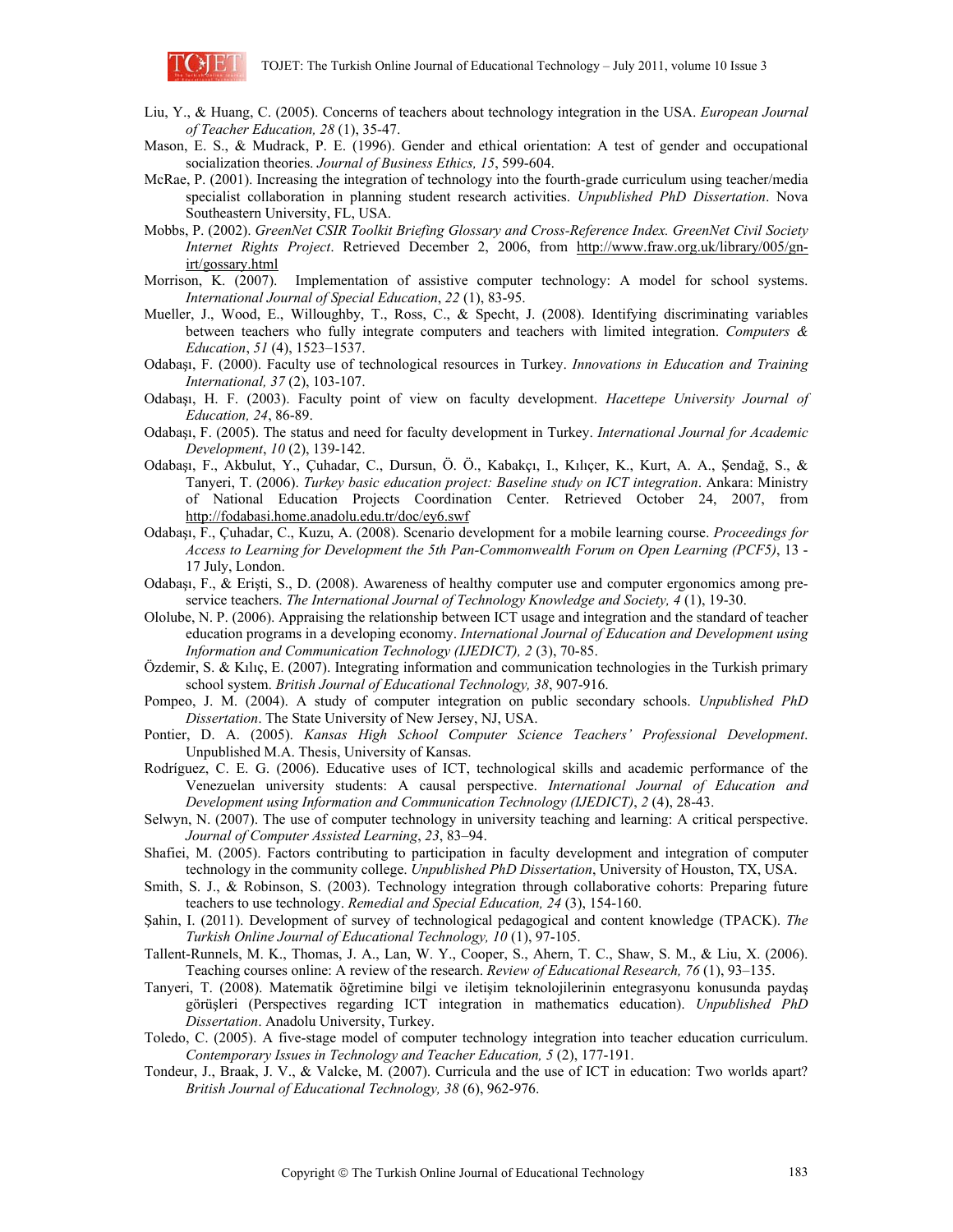Liu, Y., & Huang, C. (2005). Concerns of teachers about technology integration in the USA. *European Journal of Teacher Education, 28* (1), 35-47.

Mason, E. S., & Mudrack, P. E. (1996). Gender and ethical orientation: A test of gender and occupational socialization theories. *Journal of Business Ethics, 15*, 599-604.

McRae, P. (2001). Increasing the integration of technology into the fourth-grade curriculum using teacher/media specialist collaboration in planning student research activities. *Unpublished PhD Dissertation*. Nova Southeastern University, FL, USA.

Mobbs, P. (2002). *GreenNet CSIR Toolkit Briefing Glossary and Cross-Reference Index. GreenNet Civil Society Internet Rights Project*. Retrieved December 2, 2006, from http://www.fraw.org.uk/library/005/gn-irt/gossary.html

Morrison, K. (2007). Implementation of assistive computer technology: A model for school systems. *International Journal of Special Education*, *22* (1), 83-95.

Mueller, J., Wood, E., Willoughby, T., Ross, C., & Specht, J. (2008). Identifying discriminating variables between teachers who fully integrate computers and teachers with limited integration. *Computers & Education*, *51* (4), 1523–1537.

Odabaşı, F. (2000). Faculty use of technological resources in Turkey. *Innovations in Education and Training International, 37* (2), 103-107.

Odabaşı, H. F. (2003). Faculty point of view on faculty development. *Hacettepe University Journal of Education, 24*, 86-89.

Odabaşı, F. (2005). The status and need for faculty development in Turkey. *International Journal for Academic Development*, *10* (2), 139-142.

Odabaşı, F., Akbulut, Y., Çuhadar, C., Dursun, Ö. Ö., Kabakçı, I., Kılıçer, K., Kurt, A. A., Şendağ, S., & Tanyeri, T. (2006). *Turkey basic education project: Baseline study on ICT integration*. Ankara: Ministry of National Education Projects Coordination Center. Retrieved October 24, 2007, from http://fodabasi.home.anadolu.edu.tr/doc/ey6.swf

Odabaşı, F., Çuhadar, C., Kuzu, A. (2008). Scenario development for a mobile learning course. *Proceedings for Access to Learning for Development the 5th Pan-Commonwealth Forum on Open Learning (PCF5)*, 13 - 17 July, London.

Odabaşı, F., & Erişti, S., D. (2008). Awareness of healthy computer use and computer ergonomics among pre-service teachers. *The International Journal of Technology Knowledge and Society, 4* (1), 19-30.

Ololube, N. P. (2006). Appraising the relationship between ICT usage and integration and the standard of teacher education programs in a developing economy. *International Journal of Education and Development using Information and Communication Technology (IJEDICT), 2* (3), 70-85.

Özdemir, S. & Kılıç, E. (2007). Integrating information and communication technologies in the Turkish primary school system. *British Journal of Educational Technology, 38*, 907-916.

Pompeo, J. M. (2004). A study of computer integration on public secondary schools. *Unpublished PhD Dissertation*. The State University of New Jersey, NJ, USA.

Pontier, D. A. (2005). *Kansas High School Computer Science Teachers' Professional Development*. Unpublished M.A. Thesis, University of Kansas.

Rodríguez, C. E. G. (2006). Educative uses of ICT, technological skills and academic performance of the Venezuelan university students: A causal perspective. *International Journal of Education and Development using Information and Communication Technology (IJEDICT)*, *2* (4), 28-43.

Selwyn, N. (2007). The use of computer technology in university teaching and learning: A critical perspective. *Journal of Computer Assisted Learning*, *23*, 83–94.

Shafiei, M. (2005). Factors contributing to participation in faculty development and integration of computer technology in the community college. *Unpublished PhD Dissertation*, University of Houston, TX, USA.

Smith, S. J., & Robinson, S. (2003). Technology integration through collaborative cohorts: Preparing future teachers to use technology. *Remedial and Special Education, 24* (3), 154-160.

Şahin, I. (2011). Development of survey of technological pedagogical and content knowledge (TPACK). *The Turkish Online Journal of Educational Technology, 10* (1), 97-105.

Tallent-Runnels, M. K., Thomas, J. A., Lan, W. Y., Cooper, S., Ahern, T. C., Shaw, S. M., & Liu, X. (2006). Teaching courses online: A review of the research. *Review of Educational Research, 76* (1), 93–135.

Tanyeri, T. (2008). Matematik öğretimine bilgi ve iletişim teknolojilerinin entegrasyonu konusunda paydaş görüşleri (Perspectives regarding ICT integration in mathematics education). *Unpublished PhD Dissertation*. Anadolu University, Turkey.

Toledo, C. (2005). A five-stage model of computer technology integration into teacher education curriculum. *Contemporary Issues in Technology and Teacher Education, 5* (2), 177-191.

Tondeur, J., Braak, J. V., & Valcke, M. (2007). Curricula and the use of ICT in education: Two worlds apart? *British Journal of Educational Technology, 38* (6), 962-976.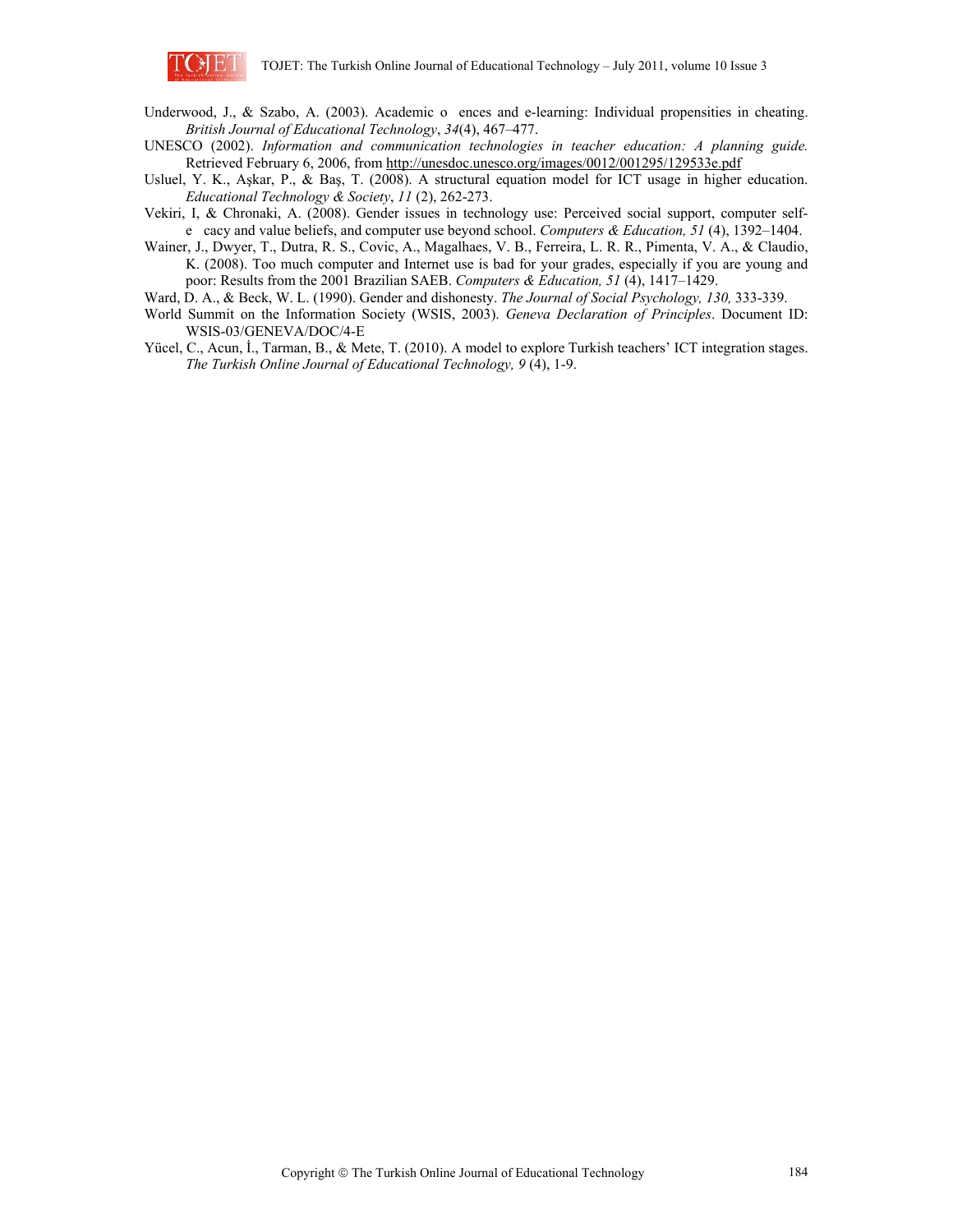Underwood, J., & Szabo, A. (2003). Academic o ences and e-learning: Individual propensities in cheating. *British Journal of Educational Technology*, *34*(4), 467–477.

UNESCO (2002). *Information and communication technologies in teacher education: A planning guide.* Retrieved February 6, 2006, from http://unesdoc.unesco.org/images/0012/001295/129533e.pdf

Usluel, Y. K., Aşkar, P., & Baş, T. (2008). A structural equation model for ICT usage in higher education. *Educational Technology & Society*, *11* (2), 262-273.

Vekiri, I, & Chronaki, A. (2008). Gender issues in technology use: Perceived social support, computer self-e cacy and value beliefs, and computer use beyond school. *Computers & Education, 51* (4), 1392–1404.

Wainer, J., Dwyer, T., Dutra, R. S., Covic, A., Magalhaes, V. B., Ferreira, L. R. R., Pimenta, V. A., & Claudio, K. (2008). Too much computer and Internet use is bad for your grades, especially if you are young and poor: Results from the 2001 Brazilian SAEB. *Computers & Education, 51* (4), 1417–1429.

Ward, D. A., & Beck, W. L. (1990). Gender and dishonesty. *The Journal of Social Psychology, 130,* 333-339.

World Summit on the Information Society (WSIS, 2003). *Geneva Declaration of Principles*. Document ID: WSIS-03/GENEVA/DOC/4-E

Yücel, C., Acun, İ., Tarman, B., & Mete, T. (2010). A model to explore Turkish teachers' ICT integration stages. *The Turkish Online Journal of Educational Technology, 9* (4), 1-9.